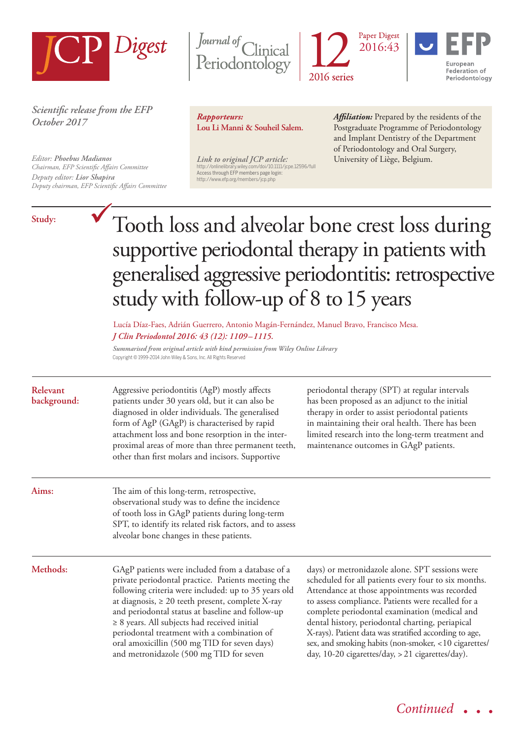JCP Digest

Journal of Clinical Periodontology

12 — 2016 series

Paper Digest 2016:43

EFP — European Federation of Periodontology

*Scientific release from the EFP*
*October 2017*

*Editor:* ***Phoebus Madianos***
*Chairman, EFP Scientific Affairs Committee*
*Deputy editor:* ***Lior Shapira***
*Deputy chairman, EFP Scientific Affairs Committee*

***Rapporteurs:***
**Lou Li Manni & Souheil Salem.**

*Link to original JCP article:*
http://onlinelibrary.wiley.com/doi/10.1111/jcpe.12596/full
Access through EFP members page login:
http://www.efp.org/members/jcp.php

***Affiliation:*** Prepared by the residents of the Postgraduate Programme of Periodontology and Implant Dentistry of the Department of Periodontology and Oral Surgery, University of Liège, Belgium.

**Study:**

# Tooth loss and alveolar bone crest loss during supportive periodontal therapy in patients with generalised aggressive periodontitis: retrospective study with follow-up of 8 to 15 years

Lucía Díaz-Faes, Adrián Guerrero, Antonio Magán-Fernández, Manuel Bravo, Francisco Mesa.
*J Clin Periodontol 2016: 43 (12): 1109–1115.*

*Summarised from original article with kind permission from Wiley Online Library*
Copyright © 1999-2014 John Wiley & Sons, Inc. All Rights Reserved

## Relevant background:

Aggressive periodontitis (AgP) mostly affects patients under 30 years old, but it can also be diagnosed in older individuals. The generalised form of AgP (GAgP) is characterised by rapid attachment loss and bone resorption in the interproximal areas of more than three permanent teeth, other than first molars and incisors. Supportive periodontal therapy (SPT) at regular intervals has been proposed as an adjunct to the initial therapy in order to assist periodontal patients in maintaining their oral health. There has been limited research into the long-term treatment and maintenance outcomes in GAgP patients.

## Aims:

The aim of this long-term, retrospective, observational study was to define the incidence of tooth loss in GAgP patients during long-term SPT, to identify its related risk factors, and to assess alveolar bone changes in these patients.

## Methods:

GAgP patients were included from a database of a private periodontal practice. Patients meeting the following criteria were included: up to 35 years old at diagnosis, ≥ 20 teeth present, complete X-ray and periodontal status at baseline and follow-up ≥ 8 years. All subjects had received initial periodontal treatment with a combination of oral amoxicillin (500 mg TID for seven days) and metronidazole (500 mg TID for seven days) or metronidazole alone. SPT sessions were scheduled for all patients every four to six months. Attendance at those appointments was recorded to assess compliance. Patients were recalled for a complete periodontal examination (medical and dental history, periodontal charting, periapical X-rays). Patient data was stratified according to age, sex, and smoking habits (non-smoker, <10 cigarettes/day, 10-20 cigarettes/day, > 21 cigarettes/day).

*Continued . . .*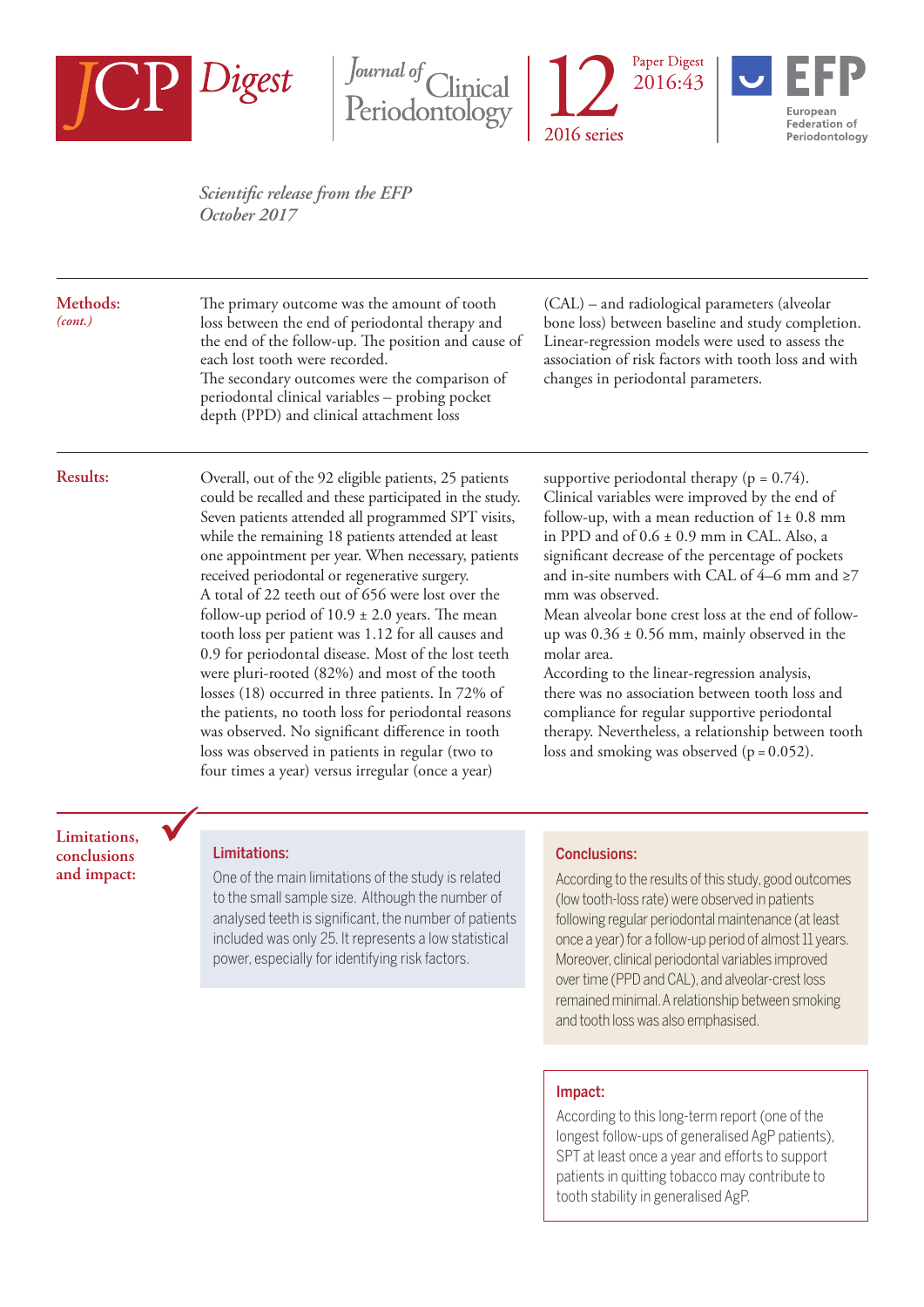*Scientific release from the EFP*
*October 2017*

**Methods:** *(cont.)*

The primary outcome was the amount of tooth loss between the end of periodontal therapy and the end of the follow-up. The position and cause of each lost tooth were recorded.
The secondary outcomes were the comparison of periodontal clinical variables – probing pocket depth (PPD) and clinical attachment loss (CAL) – and radiological parameters (alveolar bone loss) between baseline and study completion. Linear-regression models were used to assess the association of risk factors with tooth loss and with changes in periodontal parameters.

**Results:**

Overall, out of the 92 eligible patients, 25 patients could be recalled and these participated in the study. Seven patients attended all programmed SPT visits, while the remaining 18 patients attended at least one appointment per year. When necessary, patients received periodontal or regenerative surgery.
A total of 22 teeth out of 656 were lost over the follow-up period of 10.9 ± 2.0 years. The mean tooth loss per patient was 1.12 for all causes and 0.9 for periodontal disease. Most of the lost teeth were pluri-rooted (82%) and most of the tooth losses (18) occurred in three patients. In 72% of the patients, no tooth loss for periodontal reasons was observed. No significant difference in tooth loss was observed in patients in regular (two to four times a year) versus irregular (once a year) supportive periodontal therapy ($p = 0.74$).
Clinical variables were improved by the end of follow-up, with a mean reduction of 1± 0.8 mm in PPD and of 0.6 ± 0.9 mm in CAL. Also, a significant decrease of the percentage of pockets and in-site numbers with CAL of 4–6 mm and ≥7 mm was observed.
Mean alveolar bone crest loss at the end of follow-up was 0.36 ± 0.56 mm, mainly observed in the molar area.
According to the linear-regression analysis, there was no association between tooth loss and compliance for regular supportive periodontal therapy. Nevertheless, a relationship between tooth loss and smoking was observed ($p = 0.052$).

**Limitations, conclusions and impact:**

**Limitations:**

One of the main limitations of the study is related to the small sample size. Although the number of analysed teeth is significant, the number of patients included was only 25. It represents a low statistical power, especially for identifying risk factors.

**Conclusions:**

According to the results of this study, good outcomes (low tooth-loss rate) were observed in patients following regular periodontal maintenance (at least once a year) for a follow-up period of almost 11 years. Moreover, clinical periodontal variables improved over time (PPD and CAL), and alveolar-crest loss remained minimal. A relationship between smoking and tooth loss was also emphasised.

**Impact:**

According to this long-term report (one of the longest follow-ups of generalised AgP patients), SPT at least once a year and efforts to support patients in quitting tobacco may contribute to tooth stability in generalised AgP.